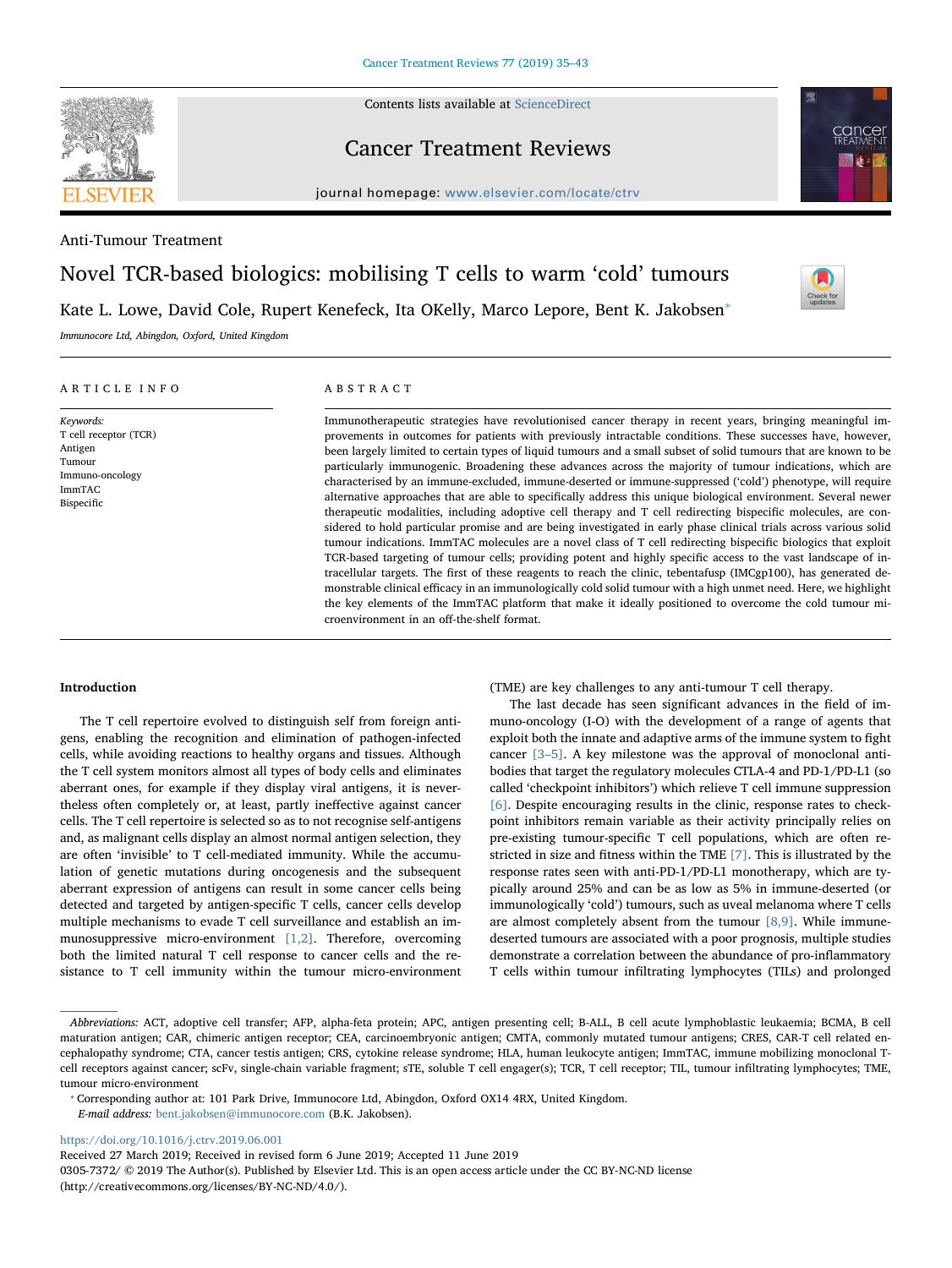Anti-Tumour Treatment

# Novel TCR-based biologics: mobilising T cells to warm 'cold' tumours

Kate L. Lowe, David Cole, Rupert Kenefeck, Ita OKelly, Marco Lepore, Bent K. Jakobsen*

*Immunocore Ltd, Abingdon, Oxford, United Kingdom*

## ARTICLE INFO

*Keywords:*
T cell receptor (TCR)
Antigen
Tumour
Immuno-oncology
ImmTAC
Bispecific

## ABSTRACT

Immunotherapeutic strategies have revolutionised cancer therapy in recent years, bringing meaningful improvements in outcomes for patients with previously intractable conditions. These successes have, however, been largely limited to certain types of liquid tumours and a small subset of solid tumours that are known to be particularly immunogenic. Broadening these advances across the majority of tumour indications, which are characterised by an immune-excluded, immune-deserted or immune-suppressed ('cold') phenotype, will require alternative approaches that are able to specifically address this unique biological environment. Several newer therapeutic modalities, including adoptive cell therapy and T cell redirecting bispecific molecules, are considered to hold particular promise and are being investigated in early phase clinical trials across various solid tumour indications. ImmTAC molecules are a novel class of T cell redirecting bispecific biologics that exploit TCR-based targeting of tumour cells; providing potent and highly specific access to the vast landscape of intracellular targets. The first of these reagents to reach the clinic, tebentafusp (IMCgp100), has generated demonstrable clinical efficacy in an immunologically cold solid tumour with a high unmet need. Here, we highlight the key elements of the ImmTAC platform that make it ideally positioned to overcome the cold tumour microenvironment in an off-the-shelf format.

## Introduction

The T cell repertoire evolved to distinguish self from foreign antigens, enabling the recognition and elimination of pathogen-infected cells, while avoiding reactions to healthy organs and tissues. Although the T cell system monitors almost all types of body cells and eliminates aberrant ones, for example if they display viral antigens, it is nevertheless often completely or, at least, partly ineffective against cancer cells. The T cell repertoire is selected so as to not recognise self-antigens and, as malignant cells display an almost normal antigen selection, they are often 'invisible' to T cell-mediated immunity. While the accumulation of genetic mutations during oncogenesis and the subsequent aberrant expression of antigens can result in some cancer cells being detected and targeted by antigen-specific T cells, cancer cells develop multiple mechanisms to evade T cell surveillance and establish an immunosuppressive micro-environment [1,2]. Therefore, overcoming both the limited natural T cell response to cancer cells and the resistance to T cell immunity within the tumour micro-environment (TME) are key challenges to any anti-tumour T cell therapy.

The last decade has seen significant advances in the field of immuno-oncology (I-O) with the development of a range of agents that exploit both the innate and adaptive arms of the immune system to fight cancer [3–5]. A key milestone was the approval of monoclonal antibodies that target the regulatory molecules CTLA-4 and PD-1/PD-L1 (so called 'checkpoint inhibitors') which relieve T cell immune suppression [6]. Despite encouraging results in the clinic, response rates to checkpoint inhibitors remain variable as their activity principally relies on pre-existing tumour-specific T cell populations, which are often restricted in size and fitness within the TME [7]. This is illustrated by the response rates seen with anti-PD-1/PD-L1 monotherapy, which are typically around 25% and can be as low as 5% in immune-deserted (or immunologically 'cold') tumours, such as uveal melanoma where T cells are almost completely absent from the tumour [8,9]. While immune-deserted tumours are associated with a poor prognosis, multiple studies demonstrate a correlation between the abundance of pro-inflammatory T cells within tumour infiltrating lymphocytes (TILs) and prolonged

*Abbreviations:* ACT, adoptive cell transfer; AFP, alpha-feta protein; APC, antigen presenting cell; B-ALL, B cell acute lymphoblastic leukaemia; BCMA, B cell maturation antigen; CAR, chimeric antigen receptor; CEA, carcinoembryonic antigen; CMTA, commonly mutated tumour antigens; CRES, CAR-T cell related encephalopathy syndrome; CTA, cancer testis antigen; CRS, cytokine release syndrome; HLA, human leukocyte antigen; ImmTAC, immune mobilizing monoclonal T-cell receptors against cancer; scFv, single-chain variable fragment; sTE, soluble T cell engager(s); TCR, T cell receptor; TIL, tumour infiltrating lymphocytes; TME, tumour micro-environment

* Corresponding author at: 101 Park Drive, Immunocore Ltd, Abingdon, Oxford OX14 4RX, United Kingdom.
*E-mail address:* bent.jakobsen@immunocore.com (B.K. Jakobsen).

https://doi.org/10.1016/j.ctrv.2019.06.001
Received 27 March 2019; Received in revised form 6 June 2019; Accepted 11 June 2019
0305-7372/ © 2019 The Author(s). Published by Elsevier Ltd. This is an open access article under the CC BY-NC-ND license (http://creativecommons.org/licenses/BY-NC-ND/4.0/).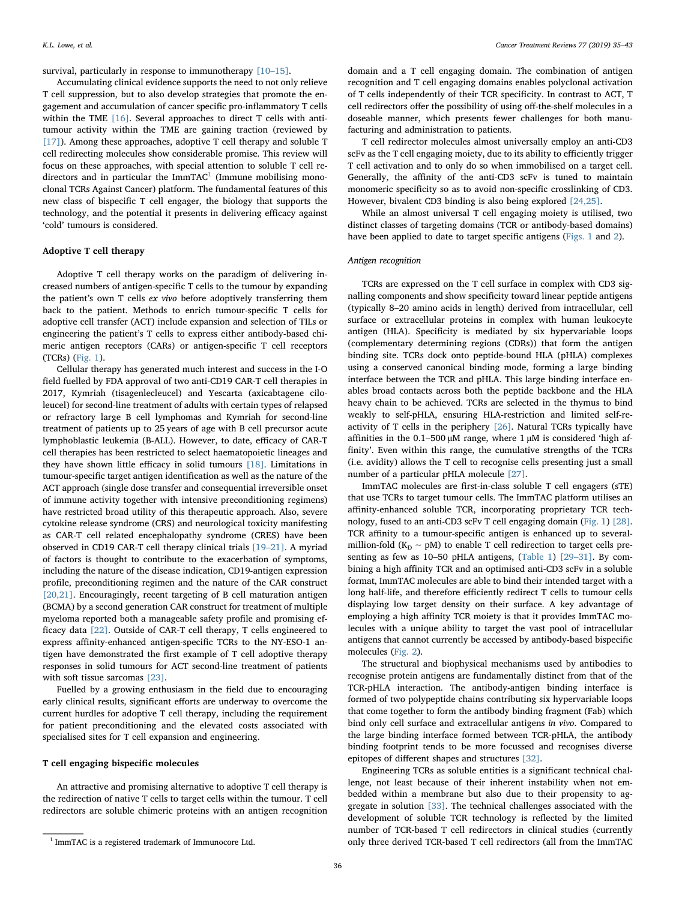survival, particularly in response to immunotherapy [10–15].

Accumulating clinical evidence supports the need to not only relieve T cell suppression, but to also develop strategies that promote the engagement and accumulation of cancer specific pro-inflammatory T cells within the TME [16]. Several approaches to direct T cells with anti-tumour activity within the TME are gaining traction (reviewed by [17]). Among these approaches, adoptive T cell therapy and soluble T cell redirecting molecules show considerable promise. This review will focus on these approaches, with special attention to soluble T cell redirectors and in particular the ImmTAC[1] (Immune mobilising monoclonal TCRs Against Cancer) platform. The fundamental features of this new class of bispecific T cell engager, the biology that supports the technology, and the potential it presents in delivering efficacy against 'cold' tumours is considered.

## Adoptive T cell therapy

Adoptive T cell therapy works on the paradigm of delivering increased numbers of antigen-specific T cells to the tumour by expanding the patient's own T cells *ex vivo* before adoptively transferring them back to the patient. Methods to enrich tumour-specific T cells for adoptive cell transfer (ACT) include expansion and selection of TILs or engineering the patient's T cells to express either antibody-based chimeric antigen receptors (CARs) or antigen-specific T cell receptors (TCRs) (Fig. 1).

Cellular therapy has generated much interest and success in the I-O field fuelled by FDA approval of two anti-CD19 CAR-T cell therapies in 2017, Kymriah (tisagenlecleucel) and Yescarta (axicabtagene ciloleucel) for second-line treatment of adults with certain types of relapsed or refractory large B cell lymphomas and Kymriah for second-line treatment of patients up to 25 years of age with B cell precursor acute lymphoblastic leukemia (B-ALL). However, to date, efficacy of CAR-T cell therapies has been restricted to select haematopoietic lineages and they have shown little efficacy in solid tumours [18]. Limitations in tumour-specific target antigen identification as well as the nature of the ACT approach (single dose transfer and consequential irreversible onset of immune activity together with intensive preconditioning regimens) have restricted broad utility of this therapeutic approach. Also, severe cytokine release syndrome (CRS) and neurological toxicity manifesting as CAR-T cell related encephalopathy syndrome (CRES) have been observed in CD19 CAR-T cell therapy clinical trials [19–21]. A myriad of factors is thought to contribute to the exacerbation of symptoms, including the nature of the disease indication, CD19-antigen expression profile, preconditioning regimen and the nature of the CAR construct [20,21]. Encouragingly, recent targeting of B cell maturation antigen (BCMA) by a second generation CAR construct for treatment of multiple myeloma reported both a manageable safety profile and promising efficacy data [22]. Outside of CAR-T cell therapy, T cells engineered to express affinity-enhanced antigen-specific TCRs to the NY-ESO-1 antigen have demonstrated the first example of T cell adoptive therapy responses in solid tumours for ACT second-line treatment of patients with soft tissue sarcomas [23].

Fuelled by a growing enthusiasm in the field due to encouraging early clinical results, significant efforts are underway to overcome the current hurdles for adoptive T cell therapy, including the requirement for patient preconditioning and the elevated costs associated with specialised sites for T cell expansion and engineering.

## T cell engaging bispecific molecules

An attractive and promising alternative to adoptive T cell therapy is the redirection of native T cells to target cells within the tumour. T cell redirectors are soluble chimeric proteins with an antigen recognition domain and a T cell engaging domain. The combination of antigen recognition and T cell engaging domains enables polyclonal activation of T cells independently of their TCR specificity. In contrast to ACT, T cell redirectors offer the possibility of using off-the-shelf molecules in a doseable manner, which presents fewer challenges for both manufacturing and administration to patients.

T cell redirector molecules almost universally employ an anti-CD3 scFv as the T cell engaging moiety, due to its ability to efficiently trigger T cell activation and to only do so when immobilised on a target cell. Generally, the affinity of the anti-CD3 scFv is tuned to maintain monomeric specificity so as to avoid non-specific crosslinking of CD3. However, bivalent CD3 binding is also being explored [24,25].

While an almost universal T cell engaging moiety is utilised, two distinct classes of targeting domains (TCR or antibody-based domains) have been applied to date to target specific antigens (Figs. 1 and 2).

### *Antigen recognition*

TCRs are expressed on the T cell surface in complex with CD3 signalling components and show specificity toward linear peptide antigens (typically 8–20 amino acids in length) derived from intracellular, cell surface or extracellular proteins in complex with human leukocyte antigen (HLA). Specificity is mediated by six hypervariable loops (complementary determining regions (CDRs)) that form the antigen binding site. TCRs dock onto peptide-bound HLA (pHLA) complexes using a conserved canonical binding mode, forming a large binding interface between the TCR and pHLA. This large binding interface enables broad contacts across both the peptide backbone and the HLA heavy chain to be achieved. TCRs are selected in the thymus to bind weakly to self-pHLA, ensuring HLA-restriction and limited self-reactivity of T cells in the periphery [26]. Natural TCRs typically have affinities in the 0.1–500 μM range, where 1 μM is considered 'high affinity'. Even within this range, the cumulative strengths of the TCRs (i.e. avidity) allows the T cell to recognise cells presenting just a small number of a particular pHLA molecule [27].

ImmTAC molecules are first-in-class soluble T cell engagers (sTE) that use TCRs to target tumour cells. The ImmTAC platform utilises an affinity-enhanced soluble TCR, incorporating proprietary TCR technology, fused to an anti-CD3 scFv T cell engaging domain (Fig. 1) [28]. TCR affinity to a tumour-specific antigen is enhanced up to several-million-fold ($K_D$ ~ pM) to enable T cell redirection to target cells presenting as few as 10–50 pHLA antigens, (Table 1) [29–31]. By combining a high affinity TCR and an optimised anti-CD3 scFv in a soluble format, ImmTAC molecules are able to bind their intended target with a long half-life, and therefore efficiently redirect T cells to tumour cells displaying low target density on their surface. A key advantage of employing a high affinity TCR moiety is that it provides ImmTAC molecules with a unique ability to target the vast pool of intracellular antigens that cannot currently be accessed by antibody-based bispecific molecules (Fig. 2).

The structural and biophysical mechanisms used by antibodies to recognise protein antigens are fundamentally distinct from that of the TCR-pHLA interaction. The antibody-antigen binding interface is formed of two polypeptide chains contributing six hypervariable loops that come together to form the antibody binding fragment (Fab) which bind only cell surface and extracellular antigens *in vivo*. Compared to the large binding interface formed between TCR-pHLA, the antibody binding footprint tends to be more focussed and recognises diverse epitopes of different shapes and structures [32].

Engineering TCRs as soluble entities is a significant technical challenge, not least because of their inherent instability when not embedded within a membrane but also due to their propensity to aggregate in solution [33]. The technical challenges associated with the development of soluble TCR technology is reflected by the limited number of TCR-based T cell redirectors in clinical studies (currently only three derived TCR-based T cell redirectors (all from the ImmTAC

[1] ImmTAC is a registered trademark of Immunocore Ltd.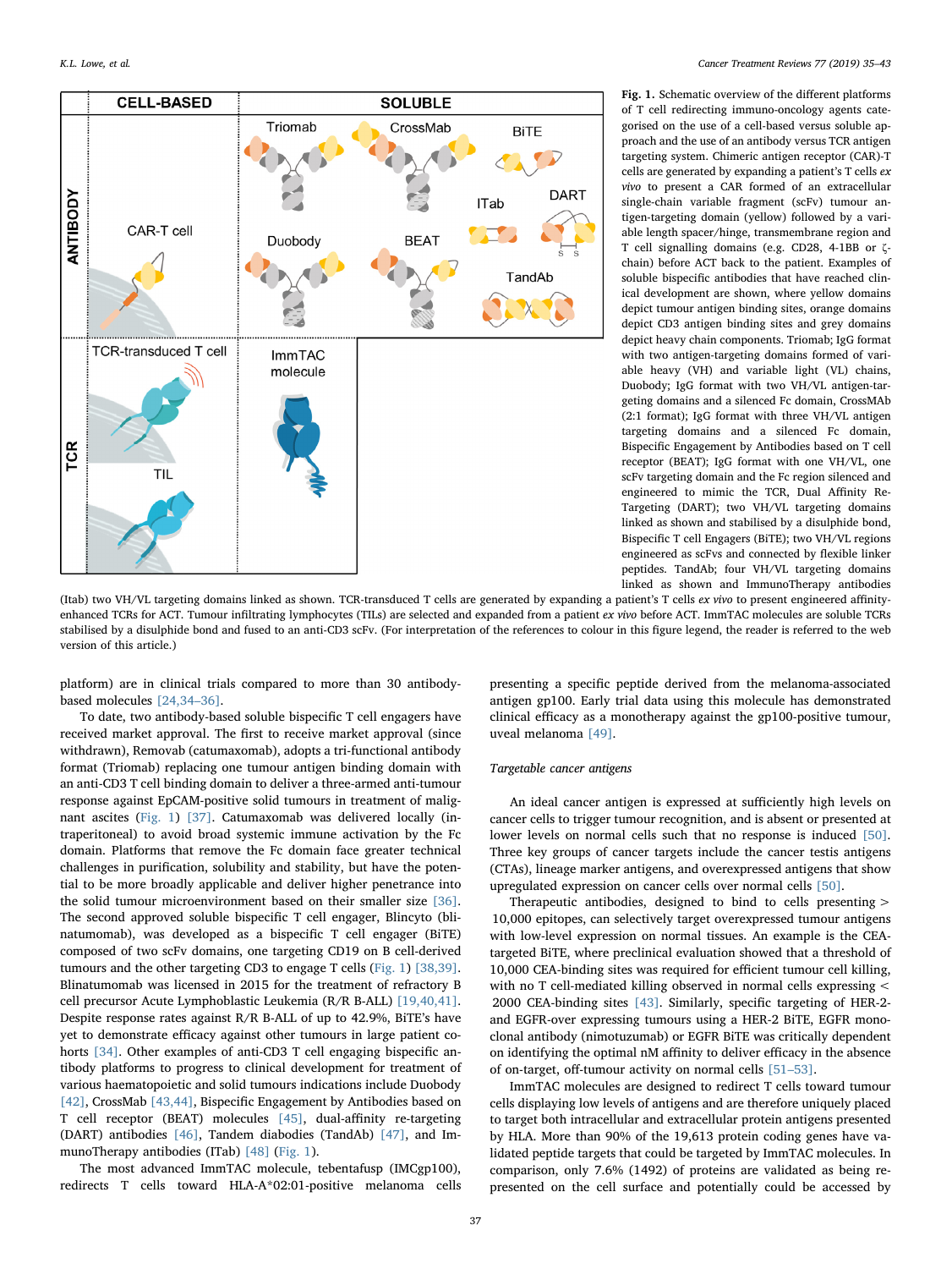CELL-BASED

SOLUBLE

ANTIBODY

TCR

CAR-T cell

Triomab

CrossMab

BiTE

ITab

DART

Duobody

BEAT

TandAb

TCR-transduced T cell

TIL

ImmTAC molecule

**Fig. 1.** Schematic overview of the different platforms of T cell redirecting immuno-oncology agents categorised on the use of a cell-based versus soluble approach and the use of an antibody versus TCR antigen targeting system. Chimeric antigen receptor (CAR)-T cells are generated by expanding a patient's T cells *ex vivo* to present a CAR formed of an extracellular single-chain variable fragment (scFv) tumour antigen-targeting domain (yellow) followed by a variable length spacer/hinge, transmembrane region and T cell signalling domains (e.g. CD28, 4-1BB or ζ-chain) before ACT back to the patient. Examples of soluble bispecific antibodies that have reached clinical development are shown, where yellow domains depict tumour antigen binding sites, orange domains depict CD3 antigen binding sites and grey domains depict heavy chain components. Triomab; IgG format with two antigen-targeting domains formed of variable heavy (VH) and variable light (VL) chains, Duobody; IgG format with two VH/VL antigen-targeting domains and a silenced Fc domain, CrossMAb (2:1 format); IgG format with three VH/VL antigen targeting domains and a silenced Fc domain, Bispecific Engagement by Antibodies based on T cell receptor (BEAT); IgG format with one VH/VL, one scFv targeting domain and the Fc region silenced and engineered to mimic the TCR, Dual Affinity Re-Targeting (DART); two VH/VL targeting domains linked as shown and stabilised by a disulphide bond, Bispecific T cell Engagers (BiTE); two VH/VL regions engineered as scFvs and connected by flexible linker peptides. TandAb; four VH/VL targeting domains linked as shown and ImmunoTherapy antibodies (Itab) two VH/VL targeting domains linked as shown. TCR-transduced T cells are generated by expanding a patient's T cells *ex vivo* to present engineered affinity-enhanced TCRs for ACT. Tumour infiltrating lymphocytes (TILs) are selected and expanded from a patient *ex vivo* before ACT. ImmTAC molecules are soluble TCRs stabilised by a disulphide bond and fused to an anti-CD3 scFv. (For interpretation of the references to colour in this figure legend, the reader is referred to the web version of this article.)

platform) are in clinical trials compared to more than 30 antibody-based molecules [24,34–36].

To date, two antibody-based soluble bispecific T cell engagers have received market approval. The first to receive market approval (since withdrawn), Removab (catumaxomab), adopts a tri-functional antibody format (Triomab) replacing one tumour antigen binding domain with an anti-CD3 T cell binding domain to deliver a three-armed anti-tumour response against EpCAM-positive solid tumours in treatment of malignant ascites (Fig. 1) [37]. Catumaxomab was delivered locally (intraperitoneal) to avoid broad systemic immune activation by the Fc domain. Platforms that remove the Fc domain face greater technical challenges in purification, solubility and stability, but have the potential to be more broadly applicable and deliver higher penetrance into the solid tumour microenvironment based on their smaller size [36]. The second approved soluble bispecific T cell engager, Blincyto (blinatumomab), was developed as a bispecific T cell engager (BiTE) composed of two scFv domains, one targeting CD19 on B cell-derived tumours and the other targeting CD3 to engage T cells (Fig. 1) [38,39]. Blinatumomab was licensed in 2015 for the treatment of refractory B cell precursor Acute Lymphoblastic Leukemia (R/R B-ALL) [19,40,41]. Despite response rates against R/R B-ALL of up to 42.9%, BiTE's have yet to demonstrate efficacy against other tumours in large patient cohorts [34]. Other examples of anti-CD3 T cell engaging bispecific antibody platforms to progress to clinical development for treatment of various haematopoietic and solid tumours indications include Duobody [42], CrossMab [43,44], Bispecific Engagement by Antibodies based on T cell receptor (BEAT) molecules [45], dual-affinity re-targeting (DART) antibodies [46], Tandem diabodies (TandAb) [47], and ImmunoTherapy antibodies (ITab) [48] (Fig. 1).

The most advanced ImmTAC molecule, tebentafusp (IMCgp100), redirects T cells toward HLA-A*02:01-positive melanoma cells presenting a specific peptide derived from the melanoma-associated antigen gp100. Early trial data using this molecule has demonstrated clinical efficacy as a monotherapy against the gp100-positive tumour, uveal melanoma [49].

### Targetable cancer antigens

An ideal cancer antigen is expressed at sufficiently high levels on cancer cells to trigger tumour recognition, and is absent or presented at lower levels on normal cells such that no response is induced [50]. Three key groups of cancer targets include the cancer testis antigens (CTAs), lineage marker antigens, and overexpressed antigens that show upregulated expression on cancer cells over normal cells [50].

Therapeutic antibodies, designed to bind to cells presenting > 10,000 epitopes, can selectively target overexpressed tumour antigens with low-level expression on normal tissues. An example is the CEA-targeted BiTE, where preclinical evaluation showed that a threshold of 10,000 CEA-binding sites was required for efficient tumour cell killing, with no T cell-mediated killing observed in normal cells expressing < 2000 CEA-binding sites [43]. Similarly, specific targeting of HER-2- and EGFR-over expressing tumours using a HER-2 BiTE, EGFR monoclonal antibody (nimotuzumab) or EGFR BiTE was critically dependent on identifying the optimal nM affinity to deliver efficacy in the absence of on-target, off-tumour activity on normal cells [51–53].

ImmTAC molecules are designed to redirect T cells toward tumour cells displaying low levels of antigens and are therefore uniquely placed to target both intracellular and extracellular protein antigens presented by HLA. More than 90% of the 19,613 protein coding genes have validated peptide targets that could be targeted by ImmTAC molecules. In comparison, only 7.6% (1492) of proteins are validated as being represented on the cell surface and potentially could be accessed by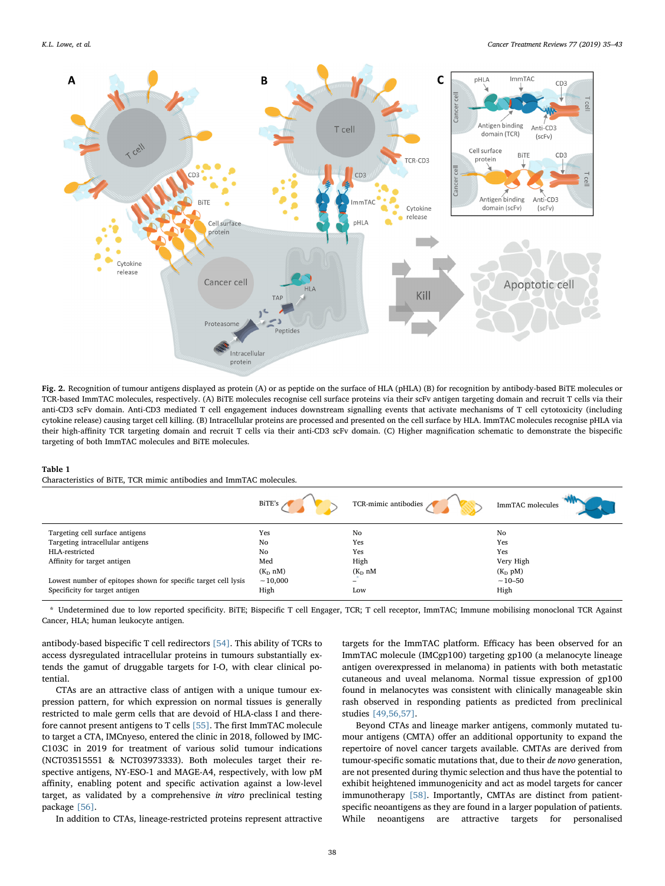Fig. 2. Recognition of tumour antigens displayed as protein (A) or as peptide on the surface of HLA (pHLA) (B) for recognition by antibody-based BiTE molecules or TCR-based ImmTAC molecules, respectively. (A) BiTE molecules recognise cell surface proteins via their scFv antigen targeting domain and recruit T cells via their anti-CD3 scFv domain. Anti-CD3 mediated T cell engagement induces downstream signalling events that activate mechanisms of T cell cytotoxicity (including cytokine release) causing target cell killing. (B) Intracellular proteins are processed and presented on the cell surface by HLA. ImmTAC molecules recognise pHLA via their high-affinity TCR targeting domain and recruit T cells via their anti-CD3 scFv domain. (C) Higher magnification schematic to demonstrate the bispecific targeting of both ImmTAC molecules and BiTE molecules.

**Table 1**
Characteristics of BiTE, TCR mimic antibodies and ImmTAC molecules.

| | BiTE's | TCR-mimic antibodies | ImmTAC molecules |
|---|---|---|---|
| Targeting cell surface antigens | Yes | No | No |
| Targeting intracellular antigens | No | Yes | Yes |
| HLA-restricted | No | Yes | Yes |
| Affinity for target antigen | Med ($K_D$ nM) | High ($K_D$ nM) | Very High ($K_D$ pM) |
| Lowest number of epitopes shown for specific target cell lysis | ~10,000 | –* | ~10–50 |
| Specificity for target antigen | High | Low | High |

* Undetermined due to low reported specificity. BiTE; Bispecific T cell Engager, TCR; T cell receptor, ImmTAC; Immune mobilising monoclonal TCR Against Cancer, HLA; human leukocyte antigen.

antibody-based bispecific T cell redirectors [54]. This ability of TCRs to access dysregulated intracellular proteins in tumours substantially extends the gamut of druggable targets for I-O, with clear clinical potential.

CTAs are an attractive class of antigen with a unique tumour expression pattern, for which expression on normal tissues is generally restricted to male germ cells that are devoid of HLA-class I and therefore cannot present antigens to T cells [55]. The first ImmTAC molecule to target a CTA, IMCnyeso, entered the clinic in 2018, followed by IMC-C103C in 2019 for treatment of various solid tumour indications (NCT03515551 & NCT03973333). Both molecules target their respective antigens, NY-ESO-1 and MAGE-A4, respectively, with low pM affinity, enabling potent and specific activation against a low-level target, as validated by a comprehensive *in vitro* preclinical testing package [56].

In addition to CTAs, lineage-restricted proteins represent attractive targets for the ImmTAC platform. Efficacy has been observed for an ImmTAC molecule (IMCgp100) targeting gp100 (a melanocyte lineage antigen overexpressed in melanoma) in patients with both metastatic cutaneous and uveal melanoma. Normal tissue expression of gp100 found in melanocytes was consistent with clinically manageable skin rash observed in responding patients as predicted from preclinical studies [49,56,57].

Beyond CTAs and lineage marker antigens, commonly mutated tumour antigens (CMTA) offer an additional opportunity to expand the repertoire of novel cancer targets available. CMTAs are derived from tumour-specific somatic mutations that, due to their *de novo* generation, are not presented during thymic selection and thus have the potential to exhibit heightened immunogenicity and act as model targets for cancer immunotherapy [58]. Importantly, CMTAs are distinct from patient-specific neoantigens as they are found in a larger population of patients. While neoantigens are attractive targets for personalised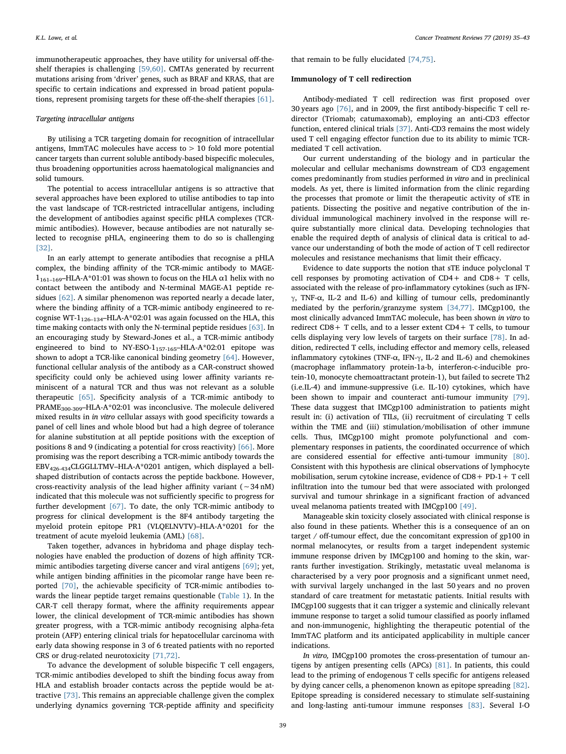immunotherapeutic approaches, they have utility for universal off-the-shelf therapies is challenging [59,60]. CMTAs generated by recurrent mutations arising from 'driver' genes, such as BRAF and KRAS, that are specific to certain indications and expressed in broad patient populations, represent promising targets for these off-the-shelf therapies [61].

*Targeting intracellular antigens*

By utilising a TCR targeting domain for recognition of intracellular antigens, ImmTAC molecules have access to > 10 fold more potential cancer targets than current soluble antibody-based bispecific molecules, thus broadening opportunities across haematological malignancies and solid tumours.

The potential to access intracellular antigens is so attractive that several approaches have been explored to utilise antibodies to tap into the vast landscape of TCR-restricted intracellular antigens, including the development of antibodies against specific pHLA complexes (TCR-mimic antibodies). However, because antibodies are not naturally selected to recognise pHLA, engineering them to do so is challenging [32].

In an early attempt to generate antibodies that recognise a pHLA complex, the binding affinity of the TCR-mimic antibody to MAGE-$1_{161–169}$–HLA-A*01:01 was shown to focus on the HLA α1 helix with no contact between the antibody and N-terminal MAGE-A1 peptide residues [62]. A similar phenomenon was reported nearly a decade later, where the binding affinity of a TCR-mimic antibody engineered to recognise WT-$1_{126–134}$–HLA-A*02:01 was again focussed on the HLA, this time making contacts with only the N-terminal peptide residues [63]. In an encouraging study by Steward-Jones et al., a TCR-mimic antibody engineered to bind to NY-ESO-$1_{157-165}$–HLA-A*02:01 epitope was shown to adopt a TCR-like canonical binding geometry [64]. However, functional cellular analysis of the antibody as a CAR-construct showed specificity could only be achieved using lower affinity variants reminiscent of a natural TCR and thus was not relevant as a soluble therapeutic [65]. Specificity analysis of a TCR-mimic antibody to $\text{PRAME}_{300-309}$–HLA-A*02:01 was inconclusive. The molecule delivered mixed results in *in vitro* cellular assays with good specificity towards a panel of cell lines and whole blood but had a high degree of tolerance for alanine substitution at all peptide positions with the exception of positions 8 and 9 (indicating a potential for cross reactivity) [66]. More promising was the report describing a TCR-mimic antibody towards the $\text{EBV}_{426-434}$CLGGLLTMV–HLA-A*0201 antigen, which displayed a bell-shaped distribution of contacts across the peptide backbone. However, cross-reactivity analysis of the lead higher affinity variant (~34 nM) indicated that this molecule was not sufficiently specific to progress for further development [67]. To date, the only TCR-mimic antibody to progress for clinical development is the 8F4 antibody targeting the myeloid protein epitope PR1 (VLQELNVTV)–HLA-A*0201 for the treatment of acute myeloid leukemia (AML) [68].

Taken together, advances in hybridoma and phage display technologies have enabled the production of dozens of high affinity TCR-mimic antibodies targeting diverse cancer and viral antigens [69]; yet, while antigen binding affinities in the picomolar range have been reported [70], the achievable specificity of TCR-mimic antibodies towards the linear peptide target remains questionable (Table 1). In the CAR-T cell therapy format, where the affinity requirements appear lower, the clinical development of TCR-mimic antibodies has shown greater progress, with a TCR-mimic antibody recognising alpha-feta protein (AFP) entering clinical trials for hepatocellular carcinoma with early data showing response in 3 of 6 treated patients with no reported CRS or drug-related neurotoxicity [71,72].

To advance the development of soluble bispecific T cell engagers, TCR-mimic antibodies developed to shift the binding focus away from HLA and establish broader contacts across the peptide would be attractive [73]. This remains an appreciable challenge given the complex underlying dynamics governing TCR-peptide affinity and specificity that remain to be fully elucidated [74,75].

## Immunology of T cell redirection

Antibody-mediated T cell redirection was first proposed over 30 years ago [76], and in 2009, the first antibody-bispecific T cell redirector (Triomab; catumaxomab), employing an anti-CD3 effector function, entered clinical trials [37]. Anti-CD3 remains the most widely used T cell engaging effector function due to its ability to mimic TCR-mediated T cell activation.

Our current understanding of the biology and in particular the molecular and cellular mechanisms downstream of CD3 engagement comes predominantly from studies performed *in vitro* and in preclinical models. As yet, there is limited information from the clinic regarding the processes that promote or limit the therapeutic activity of sTE in patients. Dissecting the positive and negative contribution of the individual immunological machinery involved in the response will require substantially more clinical data. Developing technologies that enable the required depth of analysis of clinical data is critical to advance our understanding of both the mode of action of T cell redirector molecules and resistance mechanisms that limit their efficacy.

Evidence to date supports the notion that sTE induce polyclonal T cell responses by promoting activation of CD4+ and CD8+ T cells, associated with the release of pro-inflammatory cytokines (such as IFN-γ, TNF-α, IL-2 and IL-6) and killing of tumour cells, predominantly mediated by the perforin/granzyme system [34,77]. IMCgp100, the most clinically advanced ImmTAC molecule, has been shown *in vitro* to redirect CD8+ T cells, and to a lesser extent CD4+ T cells, to kill tumour cells displaying very low levels of targets on their surface [78]. In addition, redirected T cells, including effector and memory cells, released inflammatory cytokines (TNF-α, IFN-γ, IL-2 and IL-6) and chemokines (macrophage inflammatory protein-1a-b, interferon-c-inducible protein-10, monocyte chemoattractant protein-1), but failed to secrete Th2 (i.e.IL-4) and immune-suppressive (i.e. IL-10) cytokines, which have been shown to impair and counteract anti-tumour immunity [79]. These data suggest that IMCgp100 administration to patients might result in: (i) activation of TILs, (ii) recruitment of circulating T cells within the TME and (iii) stimulation/mobilisation of other immune cells. Thus, IMCgp100 might promote polyfunctional and complementary responses in patients, the coordinated occurrence of which are considered essential for effective anti-tumour immunity [80]. Consistent with this hypothesis are clinical observations of lymphocyte mobilisation, serum cytokine increase, evidence of CD8+ PD-1+ T cell infiltration into the tumour bed that were associated with prolonged survival and tumour shrinkage in a significant fraction of advanced uveal melanoma patients treated with IMCgp100 [49].

Manageable skin toxicity closely associated with clinical response is also found in these patients. Whether this is a consequence of an on target / off-tumour effect, due the concomitant expression of gp100 in normal melanocytes, or results from a target independent systemic immune response driven by IMCgp100 and homing to the skin, warrants further investigation. Strikingly, metastatic uveal melanoma is characterised by a very poor prognosis and a significant unmet need, with survival largely unchanged in the last 50 years and no proven standard of care treatment for metastatic patients. Initial results with IMCgp100 suggests that it can trigger a systemic and clinically relevant immune response to target a solid tumour classified as poorly inflamed and non-immunogenic, highlighting the therapeutic potential of the ImmTAC platform and its anticipated applicability in multiple cancer indications.

*In vitro,* IMCgp100 promotes the cross-presentation of tumour antigens by antigen presenting cells (APCs) [81]. In patients, this could lead to the priming of endogenous T cells specific for antigens released by dying cancer cells, a phenomenon known as epitope spreading [82]. Epitope spreading is considered necessary to stimulate self-sustaining and long-lasting anti-tumour immune responses [83]. Several I-O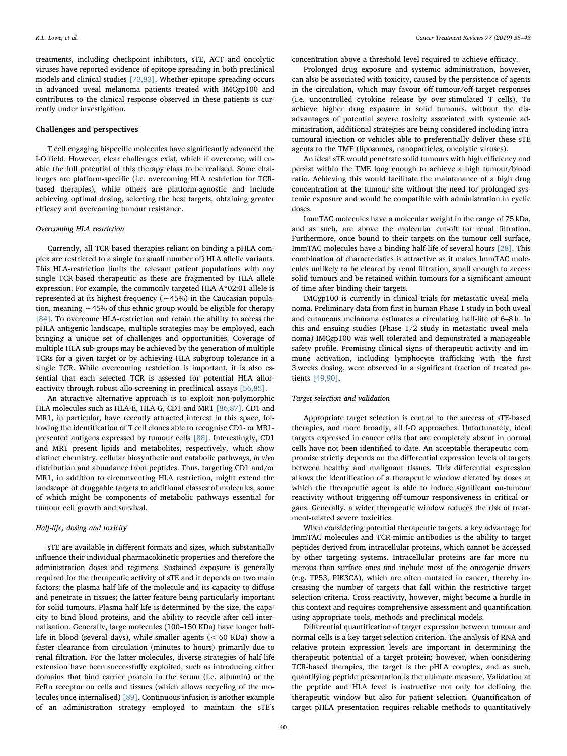treatments, including checkpoint inhibitors, sTE, ACT and oncolytic viruses have reported evidence of epitope spreading in both preclinical models and clinical studies [73,83]. Whether epitope spreading occurs in advanced uveal melanoma patients treated with IMCgp100 and contributes to the clinical response observed in these patients is currently under investigation.

## Challenges and perspectives

T cell engaging bispecific molecules have significantly advanced the I-O field. However, clear challenges exist, which if overcome, will enable the full potential of this therapy class to be realised. Some challenges are platform-specific (i.e. overcoming HLA restriction for TCR-based therapies), while others are platform-agnostic and include achieving optimal dosing, selecting the best targets, obtaining greater efficacy and overcoming tumour resistance.

### *Overcoming HLA restriction*

Currently, all TCR-based therapies reliant on binding a pHLA complex are restricted to a single (or small number of) HLA allelic variants. This HLA-restriction limits the relevant patient populations with any single TCR-based therapeutic as these are fragmented by HLA allele expression. For example, the commonly targeted HLA-A*02:01 allele is represented at its highest frequency (~45%) in the Caucasian population, meaning ~45% of this ethnic group would be eligible for therapy [84]. To overcome HLA-restriction and retain the ability to access the pHLA antigenic landscape, multiple strategies may be employed, each bringing a unique set of challenges and opportunities. Coverage of multiple HLA sub-groups may be achieved by the generation of multiple TCRs for a given target or by achieving HLA subgroup tolerance in a single TCR. While overcoming restriction is important, it is also essential that each selected TCR is assessed for potential HLA alloreactivity through robust allo-screening in preclinical assays [56,85].

An attractive alternative approach is to exploit non-polymorphic HLA molecules such as HLA-E, HLA-G, CD1 and MR1 [86,87]. CD1 and MR1, in particular, have recently attracted interest in this space, following the identification of T cell clones able to recognise CD1- or MR1-presented antigens expressed by tumour cells [88]. Interestingly, CD1 and MR1 present lipids and metabolites, respectively, which show distinct chemistry, cellular biosynthetic and catabolic pathways, *in vivo* distribution and abundance from peptides. Thus, targeting CD1 and/or MR1, in addition to circumventing HLA restriction, might extend the landscape of druggable targets to additional classes of molecules, some of which might be components of metabolic pathways essential for tumour cell growth and survival.

### *Half-life, dosing and toxicity*

sTE are available in different formats and sizes, which substantially influence their individual pharmacokinetic properties and therefore the administration doses and regimens. Sustained exposure is generally required for the therapeutic activity of sTE and it depends on two main factors: the plasma half-life of the molecule and its capacity to diffuse and penetrate in tissues; the latter feature being particularly important for solid tumours. Plasma half-life is determined by the size, the capacity to bind blood proteins, and the ability to recycle after cell internalisation. Generally, large molecules (100–150 KDa) have longer half-life in blood (several days), while smaller agents (< 60 KDa) show a faster clearance from circulation (minutes to hours) primarily due to renal filtration. For the latter molecules, diverse strategies of half-life extension have been successfully exploited, such as introducing either domains that bind carrier protein in the serum (i.e. albumin) or the FcRn receptor on cells and tissues (which allows recycling of the molecules once internalised) [89]. Continuous infusion is another example of an administration strategy employed to maintain the sTE's concentration above a threshold level required to achieve efficacy.

Prolonged drug exposure and systemic administration, however, can also be associated with toxicity, caused by the persistence of agents in the circulation, which may favour off-tumour/off-target responses (i.e. uncontrolled cytokine release by over-stimulated T cells). To achieve higher drug exposure in solid tumours, without the disadvantages of potential severe toxicity associated with systemic administration, additional strategies are being considered including intra-tumoural injection or vehicles able to preferentially deliver these sTE agents to the TME (liposomes, nanoparticles, oncolytic viruses).

An ideal sTE would penetrate solid tumours with high efficiency and persist within the TME long enough to achieve a high tumour/blood ratio. Achieving this would facilitate the maintenance of a high drug concentration at the tumour site without the need for prolonged systemic exposure and would be compatible with administration in cyclic doses.

ImmTAC molecules have a molecular weight in the range of 75 kDa, and as such, are above the molecular cut-off for renal filtration. Furthermore, once bound to their targets on the tumour cell surface, ImmTAC molecules have a binding half-life of several hours [28]. This combination of characteristics is attractive as it makes ImmTAC molecules unlikely to be cleared by renal filtration, small enough to access solid tumours and be retained within tumours for a significant amount of time after binding their targets.

IMCgp100 is currently in clinical trials for metastatic uveal melanoma. Preliminary data from first in human Phase 1 study in both uveal and cutaneous melanoma estimates a circulating half-life of 6–8 h. In this and ensuing studies (Phase 1/2 study in metastatic uveal melanoma) IMCgp100 was well tolerated and demonstrated a manageable safety profile. Promising clinical signs of therapeutic activity and immune activation, including lymphocyte trafficking with the first 3 weeks dosing, were observed in a significant fraction of treated patients [49,90].

### *Target selection and validation*

Appropriate target selection is central to the success of sTE-based therapies, and more broadly, all I-O approaches. Unfortunately, ideal targets expressed in cancer cells that are completely absent in normal cells have not been identified to date. An acceptable therapeutic compromise strictly depends on the differential expression levels of targets between healthy and malignant tissues. This differential expression allows the identification of a therapeutic window dictated by doses at which the therapeutic agent is able to induce significant on-tumour reactivity without triggering off-tumour responsiveness in critical organs. Generally, a wider therapeutic window reduces the risk of treatment-related severe toxicities.

When considering potential therapeutic targets, a key advantage for ImmTAC molecules and TCR-mimic antibodies is the ability to target peptides derived from intracellular proteins, which cannot be accessed by other targeting systems. Intracellular proteins are far more numerous than surface ones and include most of the oncogenic drivers (e.g. TP53, PIK3CA), which are often mutated in cancer, thereby increasing the number of targets that fall within the restrictive target selection criteria. Cross-reactivity, however, might become a hurdle in this context and requires comprehensive assessment and quantification using appropriate tools, methods and preclinical models.

Differential quantification of target expression between tumour and normal cells is a key target selection criterion. The analysis of RNA and relative protein expression levels are important in determining the therapeutic potential of a target protein; however, when considering TCR-based therapies, the target is the pHLA complex, and as such, quantifying peptide presentation is the ultimate measure. Validation at the peptide and HLA level is instructive not only for defining the therapeutic window but also for patient selection. Quantification of target pHLA presentation requires reliable methods to quantitatively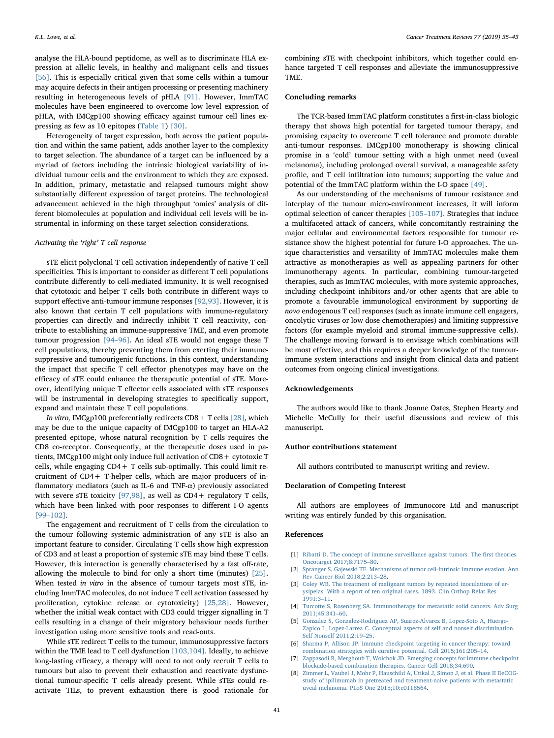analyse the HLA-bound peptidome, as well as to discriminate HLA expression at allelic levels, in healthy and malignant cells and tissues [56]. This is especially critical given that some cells within a tumour may acquire defects in their antigen processing or presenting machinery resulting in heterogeneous levels of pHLA [91]. However, ImmTAC molecules have been engineered to overcome low level expression of pHLA, with IMCgp100 showing efficacy against tumour cell lines expressing as few as 10 epitopes (Table 1) [30].

Heterogeneity of target expression, both across the patient population and within the same patient, adds another layer to the complexity to target selection. The abundance of a target can be influenced by a myriad of factors including the intrinsic biological variability of individual tumour cells and the environment to which they are exposed. In addition, primary, metastatic and relapsed tumours might show substantially different expression of target proteins. The technological advancement achieved in the high throughput 'omics' analysis of different biomolecules at population and individual cell levels will be instrumental in informing on these target selection considerations.

### *Activating the 'right' T cell response*

sTE elicit polyclonal T cell activation independently of native T cell specificities. This is important to consider as different T cell populations contribute differently to cell-mediated immunity. It is well recognised that cytotoxic and helper T cells both contribute in different ways to support effective anti-tumour immune responses [92,93]. However, it is also known that certain T cell populations with immune-regulatory properties can directly and indirectly inhibit T cell reactivity, contribute to establishing an immune-suppressive TME, and even promote tumour progression [94–96]. An ideal sTE would not engage these T cell populations, thereby preventing them from exerting their immune-suppressive and tumourigenic functions. In this context, understanding the impact that specific T cell effector phenotypes may have on the efficacy of sTE could enhance the therapeutic potential of sTE. Moreover, identifying unique T effector cells associated with sTE responses will be instrumental in developing strategies to specifically support, expand and maintain these T cell populations.

*In vitro,* IMCgp100 preferentially redirects CD8+ T cells [28], which may be due to the unique capacity of IMCgp100 to target an HLA-A2 presented epitope, whose natural recognition by T cells requires the CD8 co-receptor. Consequently, at the therapeutic doses used in patients, IMCgp100 might only induce full activation of CD8+ cytotoxic T cells, while engaging CD4+ T cells sub-optimally. This could limit recruitment of CD4+ T-helper cells, which are major producers of inflammatory mediators (such as IL-6 and TNF-α) previously associated with severe sTE toxicity [97,98], as well as CD4+ regulatory T cells, which have been linked with poor responses to different I-O agents [99–102].

The engagement and recruitment of T cells from the circulation to the tumour following systemic administration of any sTE is also an important feature to consider. Circulating T cells show high expression of CD3 and at least a proportion of systemic sTE may bind these T cells. However, this interaction is generally characterised by a fast off-rate, allowing the molecule to bind for only a short time (minutes) [25]. When tested *in vitro* in the absence of tumour targets most sTE, including ImmTAC molecules, do not induce T cell activation (assessed by proliferation, cytokine release or cytotoxicity) [25,28]. However, whether the initial weak contact with CD3 could trigger signalling in T cells resulting in a change of their migratory behaviour needs further investigation using more sensitive tools and read-outs.

While sTE redirect T cells to the tumour, immunosuppressive factors within the TME lead to T cell dysfunction [103,104]. Ideally, to achieve long-lasting efficacy, a therapy will need to not only recruit T cells to tumours but also to prevent their exhaustion and reactivate dysfunctional tumour-specific T cells already present. While sTEs could reactivate TILs, to prevent exhaustion there is good rationale for combining sTE with checkpoint inhibitors, which together could enhance targeted T cell responses and alleviate the immunosuppressive TME.

## Concluding remarks

The TCR-based ImmTAC platform constitutes a first-in-class biologic therapy that shows high potential for targeted tumour therapy, and promising capacity to overcome T cell tolerance and promote durable anti-tumour responses. IMCgp100 monotherapy is showing clinical promise in a 'cold' tumour setting with a high unmet need (uveal melanoma), including prolonged overall survival, a manageable safety profile, and T cell infiltration into tumours; supporting the value and potential of the ImmTAC platform within the I-O space [49].

As our understanding of the mechanisms of tumour resistance and interplay of the tumour micro-environment increases, it will inform optimal selection of cancer therapies [105–107]. Strategies that induce a multifaceted attack of cancers, while concomitantly restraining the major cellular and environmental factors responsible for tumour resistance show the highest potential for future I-O approaches. The unique characteristics and versatility of ImmTAC molecules make them attractive as monotherapies as well as appealing partners for other immunotherapy agents. In particular, combining tumour-targeted therapies, such as ImmTAC molecules, with more systemic approaches, including checkpoint inhibitors and/or other agents that are able to promote a favourable immunological environment by supporting *de novo* endogenous T cell responses (such as innate immune cell engagers, oncolytic viruses or low dose chemotherapies) and limiting suppressive factors (for example myeloid and stromal immune-suppressive cells). The challenge moving forward is to envisage which combinations will be most effective, and this requires a deeper knowledge of the tumour-immune system interactions and insight from clinical data and patient outcomes from ongoing clinical investigations.

## Acknowledgements

The authors would like to thank Joanne Oates, Stephen Hearty and Michelle McCully for their useful discussions and review of this manuscript.

## Author contributions statement

All authors contributed to manuscript writing and review.

## Declaration of Competing Interest

All authors are employees of Immunocore Ltd and manuscript writing was entirely funded by this organisation.

## References

- [1] Ribatti D. The concept of immune surveillance against tumors. The first theories. Oncotarget 2017;8:7175–80.
- [2] Spranger S, Gajewski TF. Mechanisms of tumor cell-intrinsic immune evasion. Ann Rev Cancer Biol 2018;2:213–28.
- [3] Coley WB. The treatment of malignant tumors by repeated inoculations of erysipelas. With a report of ten original cases. 1893. Clin Orthop Relat Res 1991:3–11.
- [4] Turcotte S, Rosenberg SA. Immunotherapy for metastatic solid cancers. Adv Surg 2011;45:341–60.
- [5] Gonzalez S, Gonzalez-Rodriguez AP, Suarez-Alvarez B, Lopez-Soto A, Huergo-Zapico L, Lopez-Larrea C. Conceptual aspects of self and nonself discrimination. Self Nonself 2011;2:19–25.
- [6] Sharma P, Allison JP. Immune checkpoint targeting in cancer therapy: toward combination strategies with curative potential. Cell 2015;161:205–14.
- [7] Zappasodi R, Merghoub T, Wolchok JD. Emerging concepts for immune checkpoint blockade-based combination therapies. Cancer Cell 2018;34:690.
- [8] Zimmer L, Vaubel J, Mohr P, Hauschild A, Utikal J, Simon J, et al. Phase II DeCOG-study of ipilimumab in pretreated and treatment-naive patients with metastatic uveal melanoma. PLoS One 2015;10:e0118564.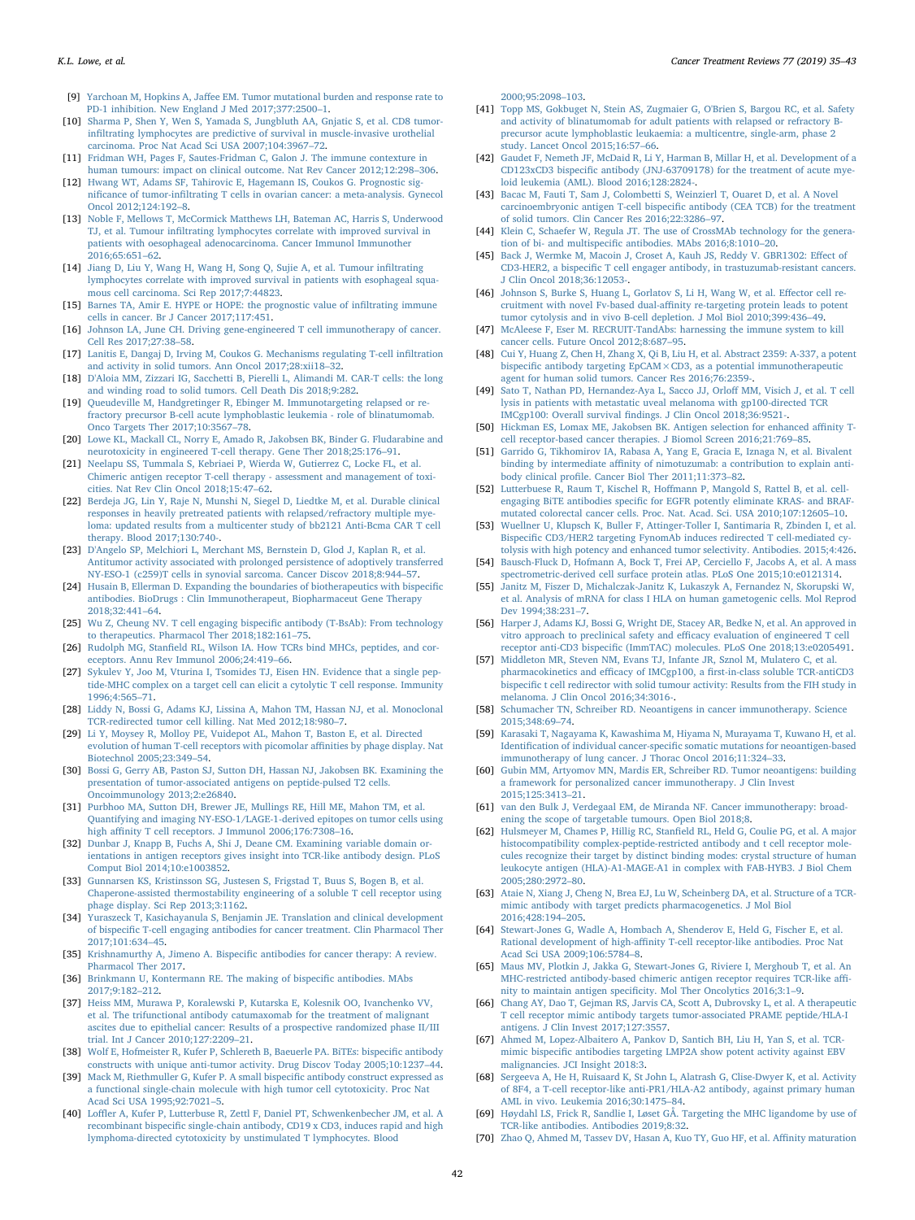[9] Yarchoan M, Hopkins A, Jaffee EM. Tumor mutational burden and response rate to PD-1 inhibition. New England J Med 2017;377:2500–1.

[10] Sharma P, Shen Y, Wen S, Yamada S, Jungbluth AA, Gnjatic S, et al. CD8 tumor-infiltrating lymphocytes are predictive of survival in muscle-invasive urothelial carcinoma. Proc Nat Acad Sci USA 2007;104:3967–72.

[11] Fridman WH, Pages F, Sautes-Fridman C, Galon J. The immune contexture in human tumours: impact on clinical outcome. Nat Rev Cancer 2012;12:298–306.

[12] Hwang WT, Adams SF, Tahirovic E, Hagemann IS, Coukos G. Prognostic significance of tumor-infiltrating T cells in ovarian cancer: a meta-analysis. Gynecol Oncol 2012;124:192–8.

[13] Noble F, Mellows T, McCormick Matthews LH, Bateman AC, Harris S, Underwood TJ, et al. Tumour infiltrating lymphocytes correlate with improved survival in patients with oesophageal adenocarcinoma. Cancer Immunol Immunother 2016;65:651–62.

[14] Jiang D, Liu Y, Wang H, Wang H, Song Q, Sujie A, et al. Tumour infiltrating lymphocytes correlate with improved survival in patients with esophageal squamous cell carcinoma. Sci Rep 2017;7:44823.

[15] Barnes TA, Amir E. HYPE or HOPE: the prognostic value of infiltrating immune cells in cancer. Br J Cancer 2017;117:451.

[16] Johnson LA, June CH. Driving gene-engineered T cell immunotherapy of cancer. Cell Res 2017;27:38–58.

[17] Lanitis E, Dangaj D, Irving M, Coukos G. Mechanisms regulating T-cell infiltration and activity in solid tumors. Ann Oncol 2017;28:xii18–32.

[18] D'Aloia MM, Zizzari IG, Sacchetti B, Pierelli L, Alimandi M. CAR-T cells: the long and winding road to solid tumors. Cell Death Dis 2018;9:282.

[19] Queudeville M, Handgretinger R, Ebinger M. Immunotargeting relapsed or refractory precursor B-cell acute lymphoblastic leukemia - role of blinatumomab. Onco Targets Ther 2017;10:3567–78.

[20] Lowe KL, Mackall CL, Norry E, Amado R, Jakobsen BK, Binder G. Fludarabine and neurotoxicity in engineered T-cell therapy. Gene Ther 2018;25:176–91.

[21] Neelapu SS, Tummala S, Kebriaei P, Wierda W, Gutierrez C, Locke FL, et al. Chimeric antigen receptor T-cell therapy - assessment and management of toxicities. Nat Rev Clin Oncol 2018;15:47–62.

[22] Berdeja JG, Lin Y, Raje N, Munshi N, Siegel D, Liedtke M, et al. Durable clinical responses in heavily pretreated patients with relapsed/refractory multiple myeloma: updated results from a multicenter study of bb2121 Anti-Bcma CAR T cell therapy. Blood 2017;130:740-.

[23] D'Angelo SP, Melchiori L, Merchant MS, Bernstein D, Glod J, Kaplan R, et al. Antitumor activity associated with prolonged persistence of adoptively transferred NY-ESO-1 (c259)T cells in synovial sarcoma. Cancer Discov 2018;8:944–57.

[24] Husain B, Ellerman D. Expanding the boundaries of biotherapeutics with bispecific antibodies. BioDrugs : Clin Immunotherapeut, Biopharmaceut Gene Therapy 2018;32:441–64.

[25] Wu Z, Cheung NV. T cell engaging bispecific antibody (T-BsAb): From technology to therapeutics. Pharmacol Ther 2018;182:161–75.

[26] Rudolph MG, Stanfield RL, Wilson IA. How TCRs bind MHCs, peptides, and coreceptors. Annu Rev Immunol 2006;24:419–66.

[27] Sykulev Y, Joo M, Vturina I, Tsomides TJ, Eisen HN. Evidence that a single peptide-MHC complex on a target cell can elicit a cytolytic T cell response. Immunity 1996;4:565–71.

[28] Liddy N, Bossi G, Adams KJ, Lissina A, Mahon TM, Hassan NJ, et al. Monoclonal TCR-redirected tumor cell killing. Nat Med 2012;18:980–7.

[29] Li Y, Moysey R, Molloy PE, Vuidepot AL, Mahon T, Baston E, et al. Directed evolution of human T-cell receptors with picomolar affinities by phage display. Nat Biotechnol 2005;23:349–54.

[30] Bossi G, Gerry AB, Paston SJ, Sutton DH, Hassan NJ, Jakobsen BK. Examining the presentation of tumor-associated antigens on peptide-pulsed T2 cells. Oncoimmunology 2013;2:e26840.

[31] Purbhoo MA, Sutton DH, Brewer JE, Mullings RE, Hill ME, Mahon TM, et al. Quantifying and imaging NY-ESO-1/LAGE-1-derived epitopes on tumor cells using high affinity T cell receptors. J Immunol 2006;176:7308–16.

[32] Dunbar J, Knapp B, Fuchs A, Shi J, Deane CM. Examining variable domain orientations in antigen receptors gives insight into TCR-like antibody design. PLoS Comput Biol 2014;10:e1003852.

[33] Gunnarsen KS, Kristinsson SG, Justesen S, Frigstad T, Buus S, Bogen B, et al. Chaperone-assisted thermostability engineering of a soluble T cell receptor using phage display. Sci Rep 2013;3:1162.

[34] Yuraszeck T, Kasichayanula S, Benjamin JE. Translation and clinical development of bispecific T-cell engaging antibodies for cancer treatment. Clin Pharmacol Ther 2017;101:634–45.

[35] Krishnamurthy A, Jimeno A. Bispecific antibodies for cancer therapy: A review. Pharmacol Ther 2017.

[36] Brinkmann U, Kontermann RE. The making of bispecific antibodies. MAbs 2017;9:182–212.

[37] Heiss MM, Murawa P, Koralewski P, Kutarska E, Kolesnik OO, Ivanchenko VV, et al. The trifunctional antibody catumaxomab for the treatment of malignant ascites due to epithelial cancer: Results of a prospective randomized phase II/III trial. Int J Cancer 2010;127:2209–21.

[38] Wolf E, Hofmeister R, Kufer P, Schlereth B, Baeuerle PA. BiTEs: bispecific antibody constructs with unique anti-tumor activity. Drug Discov Today 2005;10:1237–44.

[39] Mack M, Riethmuller G, Kufer P. A small bispecific antibody construct expressed as a functional single-chain molecule with high tumor cell cytotoxicity. Proc Nat Acad Sci USA 1995;92:7021–5.

[40] Loffler A, Kufer P, Lutterbuse R, Zettl F, Daniel PT, Schwenkenbecher JM, et al. A recombinant bispecific single-chain antibody, CD19 x CD3, induces rapid and high lymphoma-directed cytotoxicity by unstimulated T lymphocytes. Blood 2000;95:2098–103.

[41] Topp MS, Gokbuget N, Stein AS, Zugmaier G, O'Brien S, Bargou RC, et al. Safety and activity of blinatumomab for adult patients with relapsed or refractory B-precursor acute lymphoblastic leukaemia: a multicentre, single-arm, phase 2 study. Lancet Oncol 2015;16:57–66.

[42] Gaudet F, Nemeth JF, McDaid R, Li Y, Harman B, Millar H, et al. Development of a CD123xCD3 bispecific antibody (JNJ-63709178) for the treatment of acute myeloid leukemia (AML). Blood 2016;128:2824-.

[43] Bacac M, Fauti T, Sam J, Colombetti S, Weinzierl T, Ouaret D, et al. A Novel carcinoembryonic antigen T-cell bispecific antibody (CEA TCB) for the treatment of solid tumors. Clin Cancer Res 2016;22:3286–97.

[44] Klein C, Schaefer W, Regula JT. The use of CrossMAb technology for the generation of bi- and multispecific antibodies. MAbs 2016;8:1010–20.

[45] Back J, Wermke M, Macoin J, Croset A, Kauh JS, Reddy V. GBR1302: Effect of CD3-HER2, a bispecific T cell engager antibody, in trastuzumab-resistant cancers. J Clin Oncol 2018;36:12053-.

[46] Johnson S, Burke S, Huang L, Gorlatov S, Li H, Wang W, et al. Effector cell recruitment with novel Fv-based dual-affinity re-targeting protein leads to potent tumor cytolysis and in vivo B-cell depletion. J Mol Biol 2010;399:436–49.

[47] McAleese F, Eser M. RECRUIT-TandAbs: harnessing the immune system to kill cancer cells. Future Oncol 2012;8:687–95.

[48] Cui Y, Huang Z, Chen H, Zhang X, Qi B, Liu H, et al. Abstract 2359: A-337, a potent bispecific antibody targeting EpCAM × CD3, as a potential immunotherapeutic agent for human solid tumors. Cancer Res 2016;76:2359-.

[49] Sato T, Nathan PD, Hernandez-Aya L, Sacco JJ, Orloff MM, Visich J, et al. T cell lysis in patients with metastatic uveal melanoma with gp100-directed TCR IMCgp100: Overall survival findings. J Clin Oncol 2018;36:9521-.

[50] Hickman ES, Lomax ME, Jakobsen BK. Antigen selection for enhanced affinity T-cell receptor-based cancer therapies. J Biomol Screen 2016;21:769–85.

[51] Garrido G, Tikhomirov IA, Rabasa A, Yang E, Gracia E, Iznaga N, et al. Bivalent binding by intermediate affinity of nimotuzumab: a contribution to explain antibody clinical profile. Cancer Biol Ther 2011;11:373–82.

[52] Lutterbuese R, Raum T, Kischel R, Hoffmann P, Mangold S, Rattel B, et al. T cell-engaging BiTE antibodies specific for EGFR potently eliminate KRAS- and BRAF-mutated colorectal cancer cells. Proc. Nat. Acad. Sci. USA 2010;107:12605–10.

[53] Wuellner U, Klupsch K, Buller F, Attinger-Toller I, Santimaria R, Zbinden I, et al. Bispecific CD3/HER2 targeting FynomAb induces redirected T cell-mediated cytolysis with high potency and enhanced tumor selectivity. Antibodies. 2015;4:426.

[54] Bausch-Fluck D, Hofmann A, Bock T, Frei AP, Cerciello F, Jacobs A, et al. A mass spectrometric-derived cell surface protein atlas. PLoS One 2015;10:e0121314.

[55] Janitz M, Fiszer D, Michalczak-Janitz K, Lukaszyk A, Fernandez N, Skorupski W, et al. Analysis of mRNA for class I HLA on human gametogenic cells. Mol Reprod Dev 1994;38:231–7.

[56] Harper J, Adams KJ, Bossi G, Wright DE, Stacey AR, Bedke N, et al. An approved in vitro approach to preclinical safety and efficacy evaluation of engineered T cell receptor anti-CD3 bispecific (ImmTAC) molecules. PLoS One 2018;13:e0205491.

[57] Middleton MR, Steven NM, Evans TJ, Infante JR, Sznol M, Mulatero C, et al. pharmacokinetics and efficacy of IMCgp100, a first-in-class soluble TCR-antiCD3 bispecific t cell redirector with solid tumour activity: Results from the FIH study in melanoma. J Clin Oncol 2016;34:3016-.

[58] Schumacher TN, Schreiber RD. Neoantigens in cancer immunotherapy. Science 2015;348:69–74.

[59] Karasaki T, Nagayama K, Kawashima M, Hiyama N, Murayama T, Kuwano H, et al. Identification of individual cancer-specific somatic mutations for neoantigen-based immunotherapy of lung cancer. J Thorac Oncol 2016;11:324–33.

[60] Gubin MM, Artyomov MN, Mardis ER, Schreiber RD. Tumor neoantigens: building a framework for personalized cancer immunotherapy. J Clin Invest 2015;125:3413–21.

[61] van den Bulk J, Verdegaal EM, de Miranda NF. Cancer immunotherapy: broadening the scope of targetable tumours. Open Biol 2018;8.

[62] Hulsmeyer M, Chames P, Hillig RC, Stanfield RL, Held G, Coulie PG, et al. A major histocompatibility complex-peptide-restricted antibody and t cell receptor molecules recognize their target by distinct binding modes: crystal structure of human leukocyte antigen (HLA)-A1-MAGE-A1 in complex with FAB-HYB3. J Biol Chem 2005;280:2972–80.

[63] Ataie N, Xiang J, Cheng N, Brea EJ, Lu W, Scheinberg DA, et al. Structure of a TCR-mimic antibody with target predicts pharmacogenetics. J Mol Biol 2016;428:194–205.

[64] Stewart-Jones G, Wadle A, Hombach A, Shenderov E, Held G, Fischer E, et al. Rational development of high-affinity T-cell receptor-like antibodies. Proc Nat Acad Sci USA 2009;106:5784–8.

[65] Maus MV, Plotkin J, Jakka G, Stewart-Jones G, Riviere I, Merghoub T, et al. An MHC-restricted antibody-based chimeric antigen receptor requires TCR-like affinity to maintain antigen specificity. Mol Ther Oncolytics 2016;3:1–9.

[66] Chang AY, Dao T, Gejman RS, Jarvis CA, Scott A, Dubrovsky L, et al. A therapeutic T cell receptor mimic antibody targets tumor-associated PRAME peptide/HLA-I antigens. J Clin Invest 2017;127:3557.

[67] Ahmed M, Lopez-Albaitero A, Pankov D, Santich BH, Liu H, Yan S, et al. TCR-mimic bispecific antibodies targeting LMP2A show potent activity against EBV malignancies. JCI Insight 2018:3.

[68] Sergeeva A, He H, Ruisaard K, St John L, Alatrash G, Clise-Dwyer K, et al. Activity of 8F4, a T-cell receptor-like anti-PR1/HLA-A2 antibody, against primary human AML in vivo. Leukemia 2016;30:1475–84.

[69] Høydahl LS, Frick R, Sandlie I, Løset GÅ. Targeting the MHC ligandome by use of TCR-like antibodies. Antibodies 2019;8:32.

[70] Zhao Q, Ahmed M, Tassev DV, Hasan A, Kuo TY, Guo HF, et al. Affinity maturation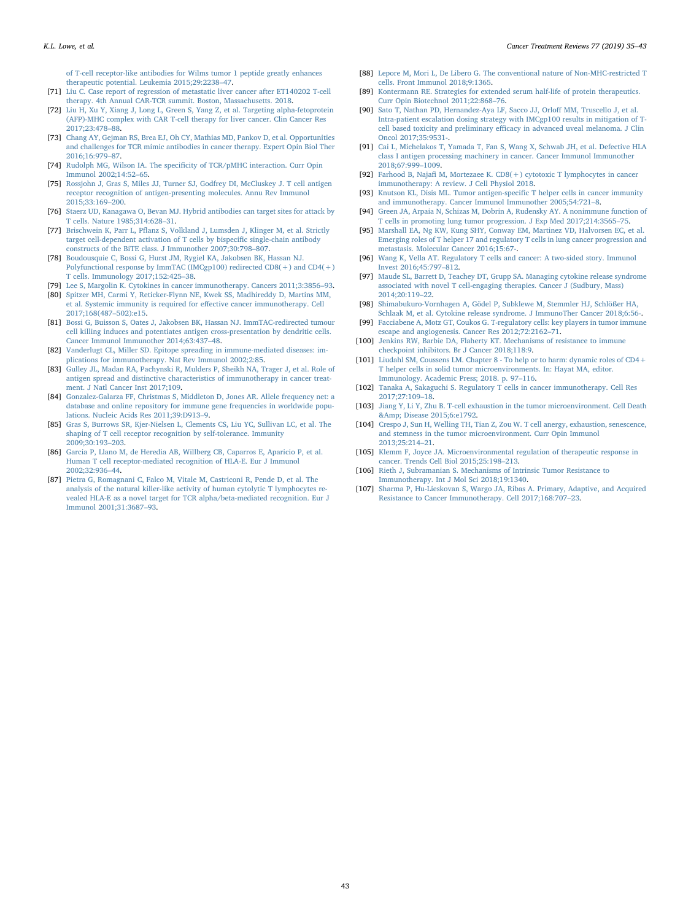of T-cell receptor-like antibodies for Wilms tumor 1 peptide greatly enhances therapeutic potential. Leukemia 2015;29:2238–47.

[71] Liu C. Case report of regression of metastatic liver cancer after ET140202 T-cell therapy. 4th Annual CAR-TCR summit. Boston, Massachusetts. 2018.

[72] Liu H, Xu Y, Xiang J, Long L, Green S, Yang Z, et al. Targeting alpha-fetoprotein (AFP)-MHC complex with CAR T-cell therapy for liver cancer. Clin Cancer Res 2017;23:478–88.

[73] Chang AY, Gejman RS, Brea EJ, Oh CY, Mathias MD, Pankov D, et al. Opportunities and challenges for TCR mimic antibodies in cancer therapy. Expert Opin Biol Ther 2016;16:979–87.

[74] Rudolph MG, Wilson IA. The specificity of TCR/pMHC interaction. Curr Opin Immunol 2002;14:52–65.

[75] Rossjohn J, Gras S, Miles JJ, Turner SJ, Godfrey DI, McCluskey J. T cell antigen receptor recognition of antigen-presenting molecules. Annu Rev Immunol 2015;33:169–200.

[76] Staerz UD, Kanagawa O, Bevan MJ. Hybrid antibodies can target sites for attack by T cells. Nature 1985;314:628–31.

[77] Brischwein K, Parr L, Pflanz S, Volkland J, Lumsden J, Klinger M, et al. Strictly target cell-dependent activation of T cells by bispecific single-chain antibody constructs of the BiTE class. J Immunother 2007;30:798–807.

[78] Boudousquie C, Bossi G, Hurst JM, Rygiel KA, Jakobsen BK, Hassan NJ. Polyfunctional response by ImmTAC (IMCgp100) redirected CD8(+) and CD4(+) T cells. Immunology 2017;152:425–38.

[79] Lee S, Margolin K. Cytokines in cancer immunotherapy. Cancers 2011;3:3856–93.

[80] Spitzer MH, Carmi Y, Reticker-Flynn NE, Kwek SS, Madhireddy D, Martins MM, et al. Systemic immunity is required for effective cancer immunotherapy. Cell 2017;168(487–502):e15.

[81] Bossi G, Buisson S, Oates J, Jakobsen BK, Hassan NJ. ImmTAC-redirected tumour cell killing induces and potentiates antigen cross-presentation by dendritic cells. Cancer Immunol Immunother 2014;63:437–48.

[82] Vanderlugt CL, Miller SD. Epitope spreading in immune-mediated diseases: implications for immunotherapy. Nat Rev Immunol 2002;2:85.

[83] Gulley JL, Madan RA, Pachynski R, Mulders P, Sheikh NA, Trager J, et al. Role of antigen spread and distinctive characteristics of immunotherapy in cancer treatment. J Natl Cancer Inst 2017;109.

[84] Gonzalez-Galarza FF, Christmas S, Middleton D, Jones AR. Allele frequency net: a database and online repository for immune gene frequencies in worldwide populations. Nucleic Acids Res 2011;39:D913–9.

[85] Gras S, Burrows SR, Kjer-Nielsen L, Clements CS, Liu YC, Sullivan LC, et al. The shaping of T cell receptor recognition by self-tolerance. Immunity 2009;30:193–203.

[86] Garcia P, Llano M, de Heredia AB, Willberg CB, Caparros E, Aparicio P, et al. Human T cell receptor-mediated recognition of HLA-E. Eur J Immunol 2002;32:936–44.

[87] Pietra G, Romagnani C, Falco M, Vitale M, Castriconi R, Pende D, et al. The analysis of the natural killer-like activity of human cytolytic T lymphocytes revealed HLA-E as a novel target for TCR alpha/beta-mediated recognition. Eur J Immunol 2001;31:3687–93.

[88] Lepore M, Mori L, De Libero G. The conventional nature of Non-MHC-restricted T cells. Front Immunol 2018;9:1365.

[89] Kontermann RE. Strategies for extended serum half-life of protein therapeutics. Curr Opin Biotechnol 2011;22:868–76.

[90] Sato T, Nathan PD, Hernandez-Aya LF, Sacco JJ, Orloff MM, Truscello J, et al. Intra-patient escalation dosing strategy with IMCgp100 results in mitigation of T-cell based toxicity and preliminary efficacy in advanced uveal melanoma. J Clin Oncol 2017;35:9531-.

[91] Cai L, Michelakos T, Yamada T, Fan S, Wang X, Schwab JH, et al. Defective HLA class I antigen processing machinery in cancer. Cancer Immunol Immunother 2018;67:999–1009.

[92] Farhood B, Najafi M, Mortezaee K. CD8(+) cytotoxic T lymphocytes in cancer immunotherapy: A review. J Cell Physiol 2018.

[93] Knutson KL, Disis ML. Tumor antigen-specific T helper cells in cancer immunity and immunotherapy. Cancer Immunol Immunother 2005;54:721–8.

[94] Green JA, Arpaia N, Schizas M, Dobrin A, Rudensky AY. A nonimmune function of T cells in promoting lung tumor progression. J Exp Med 2017;214:3565–75.

[95] Marshall EA, Ng KW, Kung SHY, Conway EM, Martinez VD, Halvorsen EC, et al. Emerging roles of T helper 17 and regulatory T cells in lung cancer progression and metastasis. Molecular Cancer 2016;15:67-.

[96] Wang K, Vella AT. Regulatory T cells and cancer: A two-sided story. Immunol Invest 2016;45:797–812.

[97] Maude SL, Barrett D, Teachey DT, Grupp SA. Managing cytokine release syndrome associated with novel T cell-engaging therapies. Cancer J (Sudbury, Mass) 2014;20:119–22.

[98] Shimabukuro-Vornhagen A, Gödel P, Subklewe M, Stemmler HJ, Schlößer HA, Schlaak M, et al. Cytokine release syndrome. J ImmunoTher Cancer 2018;6:56-.

[99] Facciabene A, Motz GT, Coukos G. T-regulatory cells: key players in tumor immune escape and angiogenesis. Cancer Res 2012;72:2162–71.

[100] Jenkins RW, Barbie DA, Flaherty KT. Mechanisms of resistance to immune checkpoint inhibitors. Br J Cancer 2018;118:9.

[101] Liudahl SM, Coussens LM. Chapter 8 - To help or to harm: dynamic roles of CD4+ T helper cells in solid tumor microenvironments. In: Hayat MA, editor. Immunology. Academic Press; 2018. p. 97–116.

[102] Tanaka A, Sakaguchi S. Regulatory T cells in cancer immunotherapy. Cell Res 2017;27:109–18.

[103] Jiang Y, Li Y, Zhu B. T-cell exhaustion in the tumor microenvironment. Cell Death &Amp; Disease 2015;6:e1792.

[104] Crespo J, Sun H, Welling TH, Tian Z, Zou W. T cell anergy, exhaustion, senescence, and stemness in the tumor microenvironment. Curr Opin Immunol 2013;25:214–21.

[105] Klemm F, Joyce JA. Microenvironmental regulation of therapeutic response in cancer. Trends Cell Biol 2015;25:198–213.

[106] Rieth J, Subramanian S. Mechanisms of Intrinsic Tumor Resistance to Immunotherapy. Int J Mol Sci 2018;19:1340.

[107] Sharma P, Hu-Lieskovan S, Wargo JA, Ribas A. Primary, Adaptive, and Acquired Resistance to Cancer Immunotherapy. Cell 2017;168:707–23.